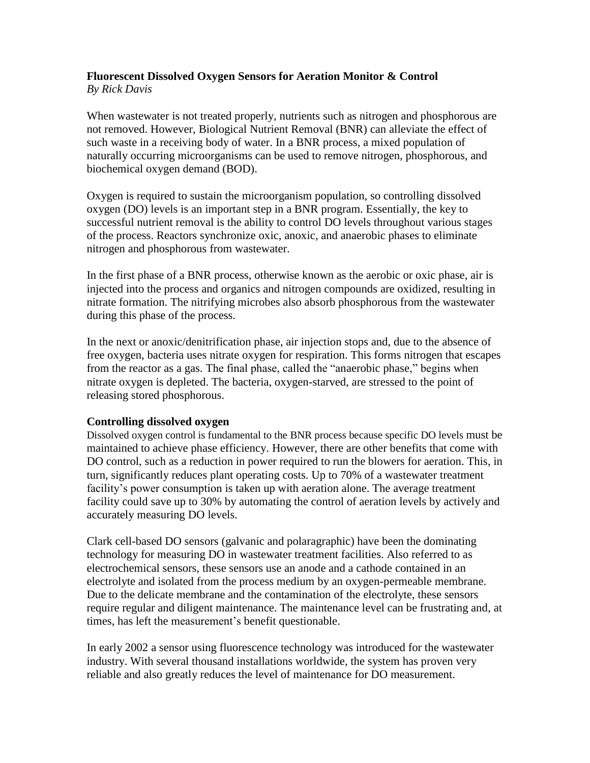**Fluorescent Dissolved Oxygen Sensors for Aeration Monitor & Control**
*By Rick Davis*

When wastewater is not treated properly, nutrients such as nitrogen and phosphorous are not removed. However, Biological Nutrient Removal (BNR) can alleviate the effect of such waste in a receiving body of water. In a BNR process, a mixed population of naturally occurring microorganisms can be used to remove nitrogen, phosphorous, and biochemical oxygen demand (BOD).

Oxygen is required to sustain the microorganism population, so controlling dissolved oxygen (DO) levels is an important step in a BNR program. Essentially, the key to successful nutrient removal is the ability to control DO levels throughout various stages of the process. Reactors synchronize oxic, anoxic, and anaerobic phases to eliminate nitrogen and phosphorous from wastewater.

In the first phase of a BNR process, otherwise known as the aerobic or oxic phase, air is injected into the process and organics and nitrogen compounds are oxidized, resulting in nitrate formation. The nitrifying microbes also absorb phosphorous from the wastewater during this phase of the process.

In the next or anoxic/denitrification phase, air injection stops and, due to the absence of free oxygen, bacteria uses nitrate oxygen for respiration. This forms nitrogen that escapes from the reactor as a gas. The final phase, called the "anaerobic phase," begins when nitrate oxygen is depleted. The bacteria, oxygen-starved, are stressed to the point of releasing stored phosphorous.

**Controlling dissolved oxygen**

Dissolved oxygen control is fundamental to the BNR process because specific DO levels must be maintained to achieve phase efficiency. However, there are other benefits that come with DO control, such as a reduction in power required to run the blowers for aeration. This, in turn, significantly reduces plant operating costs. Up to 70% of a wastewater treatment facility's power consumption is taken up with aeration alone. The average treatment facility could save up to 30% by automating the control of aeration levels by actively and accurately measuring DO levels.

Clark cell-based DO sensors (galvanic and polaragraphic) have been the dominating technology for measuring DO in wastewater treatment facilities. Also referred to as electrochemical sensors, these sensors use an anode and a cathode contained in an electrolyte and isolated from the process medium by an oxygen-permeable membrane. Due to the delicate membrane and the contamination of the electrolyte, these sensors require regular and diligent maintenance. The maintenance level can be frustrating and, at times, has left the measurement's benefit questionable.

In early 2002 a sensor using fluorescence technology was introduced for the wastewater industry. With several thousand installations worldwide, the system has proven very reliable and also greatly reduces the level of maintenance for DO measurement.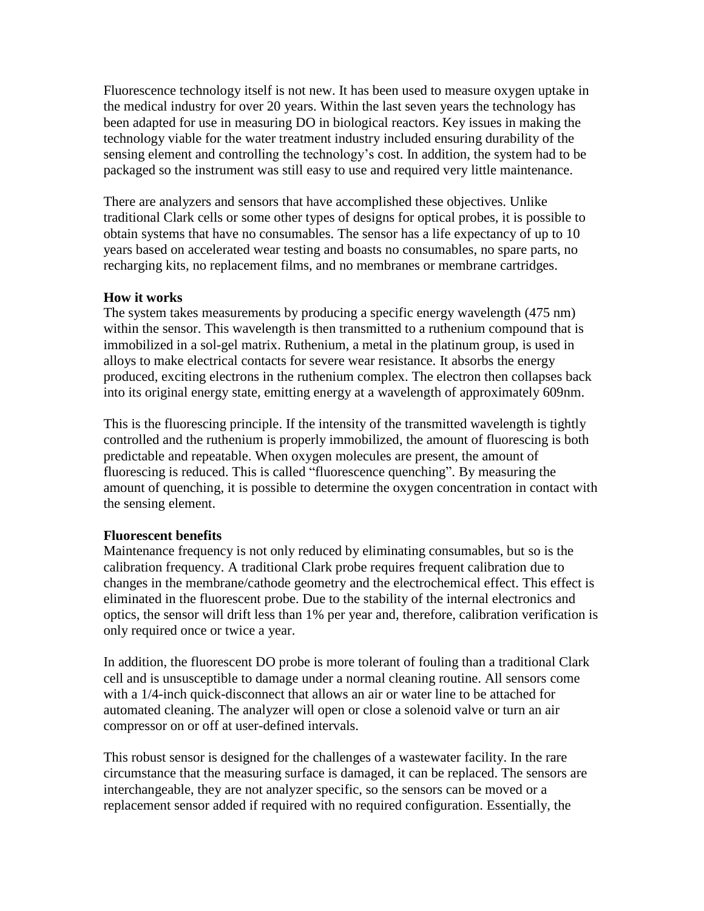Fluorescence technology itself is not new. It has been used to measure oxygen uptake in the medical industry for over 20 years. Within the last seven years the technology has been adapted for use in measuring DO in biological reactors. Key issues in making the technology viable for the water treatment industry included ensuring durability of the sensing element and controlling the technology's cost. In addition, the system had to be packaged so the instrument was still easy to use and required very little maintenance.

There are analyzers and sensors that have accomplished these objectives. Unlike traditional Clark cells or some other types of designs for optical probes, it is possible to obtain systems that have no consumables. The sensor has a life expectancy of up to 10 years based on accelerated wear testing and boasts no consumables, no spare parts, no recharging kits, no replacement films, and no membranes or membrane cartridges.

**How it works**

The system takes measurements by producing a specific energy wavelength (475 nm) within the sensor. This wavelength is then transmitted to a ruthenium compound that is immobilized in a sol-gel matrix. Ruthenium, a metal in the platinum group, is used in alloys to make electrical contacts for severe wear resistance. It absorbs the energy produced, exciting electrons in the ruthenium complex. The electron then collapses back into its original energy state, emitting energy at a wavelength of approximately 609nm.

This is the fluorescing principle. If the intensity of the transmitted wavelength is tightly controlled and the ruthenium is properly immobilized, the amount of fluorescing is both predictable and repeatable. When oxygen molecules are present, the amount of fluorescing is reduced. This is called "fluorescence quenching". By measuring the amount of quenching, it is possible to determine the oxygen concentration in contact with the sensing element.

**Fluorescent benefits**

Maintenance frequency is not only reduced by eliminating consumables, but so is the calibration frequency. A traditional Clark probe requires frequent calibration due to changes in the membrane/cathode geometry and the electrochemical effect. This effect is eliminated in the fluorescent probe. Due to the stability of the internal electronics and optics, the sensor will drift less than 1% per year and, therefore, calibration verification is only required once or twice a year.

In addition, the fluorescent DO probe is more tolerant of fouling than a traditional Clark cell and is unsusceptible to damage under a normal cleaning routine. All sensors come with a 1/4-inch quick-disconnect that allows an air or water line to be attached for automated cleaning. The analyzer will open or close a solenoid valve or turn an air compressor on or off at user-defined intervals.

This robust sensor is designed for the challenges of a wastewater facility. In the rare circumstance that the measuring surface is damaged, it can be replaced. The sensors are interchangeable, they are not analyzer specific, so the sensors can be moved or a replacement sensor added if required with no required configuration. Essentially, the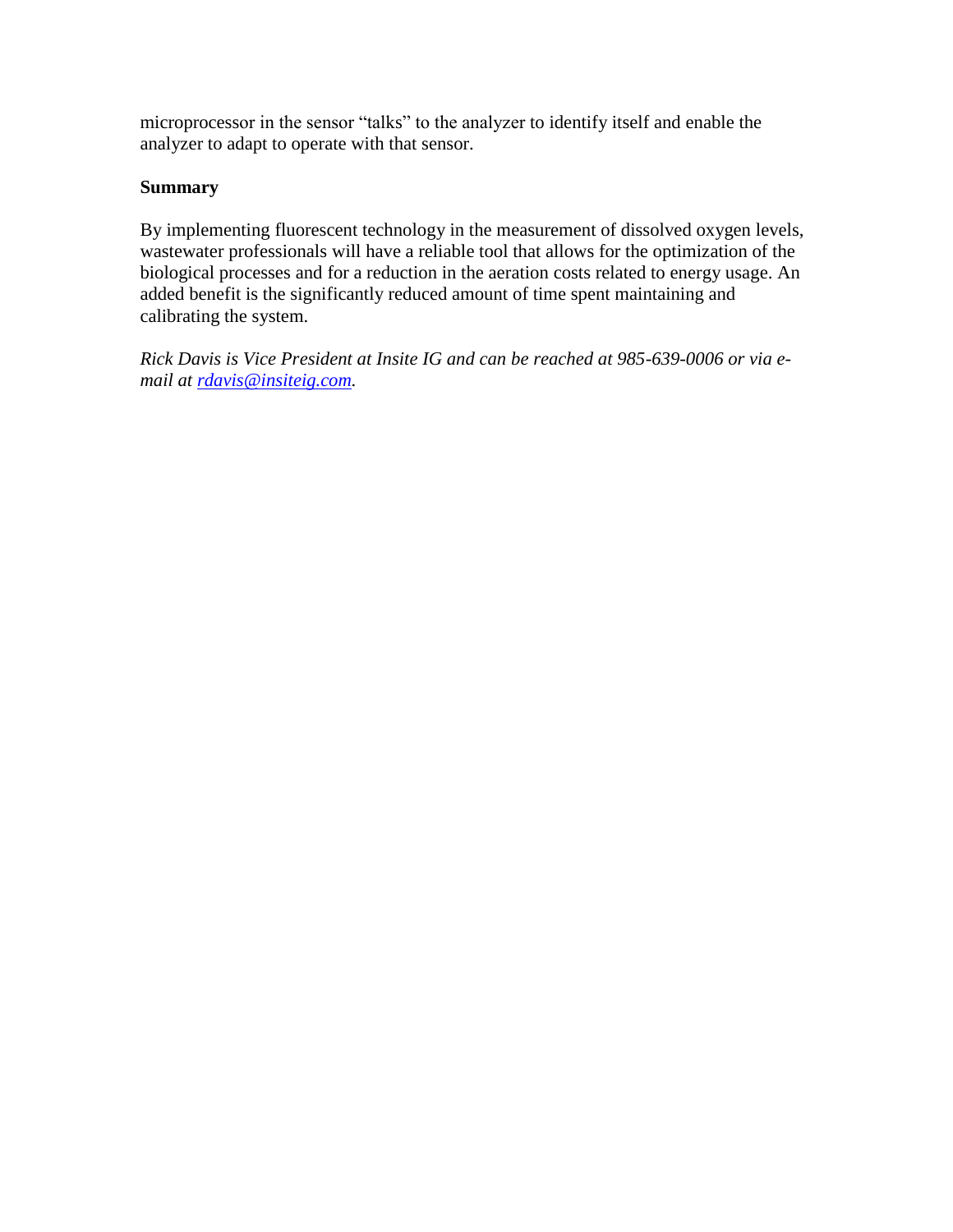microprocessor in the sensor "talks" to the analyzer to identify itself and enable the analyzer to adapt to operate with that sensor.

**Summary**

By implementing fluorescent technology in the measurement of dissolved oxygen levels, wastewater professionals will have a reliable tool that allows for the optimization of the biological processes and for a reduction in the aeration costs related to energy usage. An added benefit is the significantly reduced amount of time spent maintaining and calibrating the system.

*Rick Davis is Vice President at Insite IG and can be reached at 985-639-0006 or via e-mail at [rdavis@insiteig.com](mailto:rdavis@insiteig.com).*